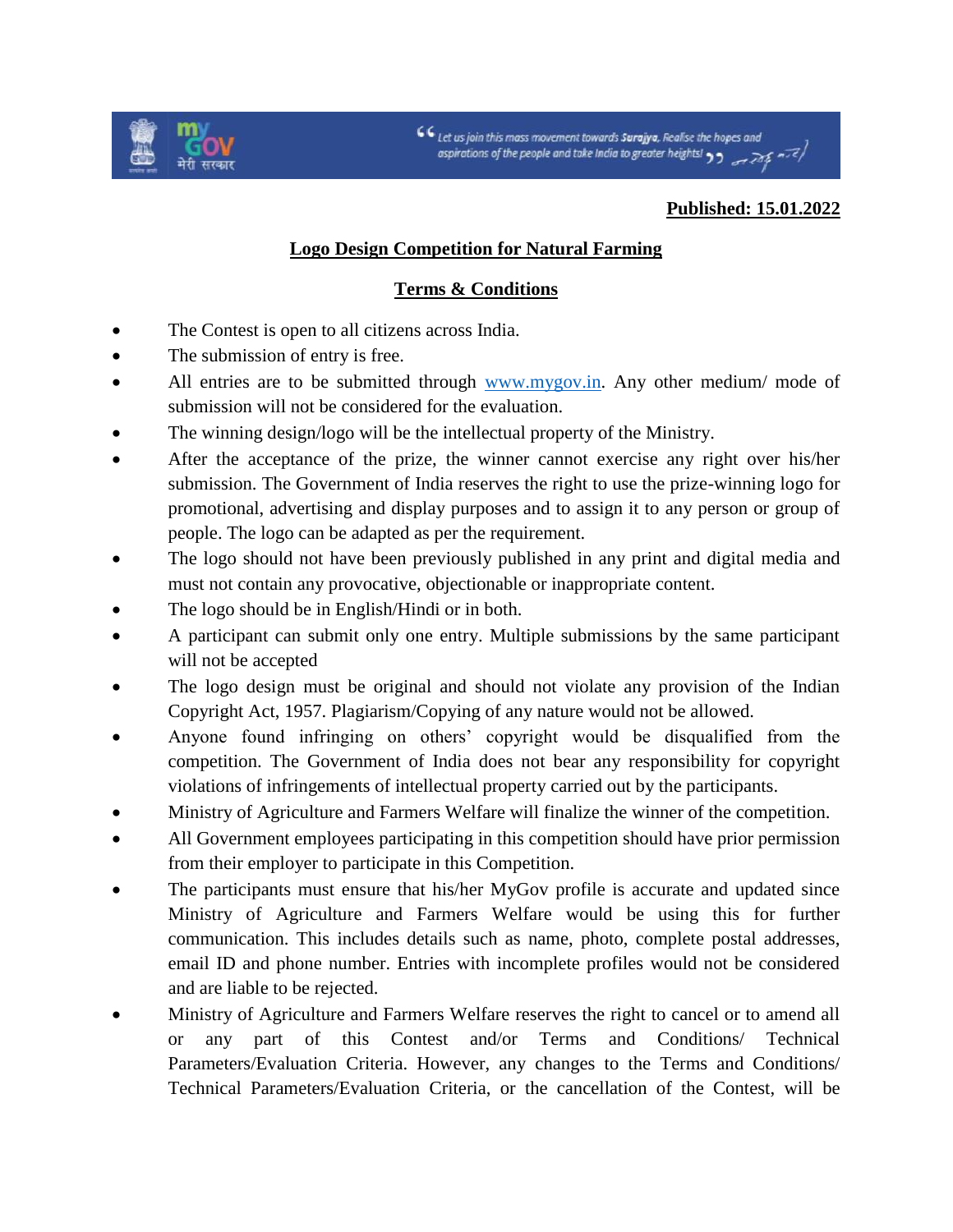**Published: 15.01.2022**

## Logo Design Competition for Natural Farming

### Terms & Conditions

- The Contest is open to all citizens across India.
- The submission of entry is free.
- All entries are to be submitted through www.mygov.in. Any other medium/ mode of submission will not be considered for the evaluation.
- The winning design/logo will be the intellectual property of the Ministry.
- After the acceptance of the prize, the winner cannot exercise any right over his/her submission. The Government of India reserves the right to use the prize-winning logo for promotional, advertising and display purposes and to assign it to any person or group of people. The logo can be adapted as per the requirement.
- The logo should not have been previously published in any print and digital media and must not contain any provocative, objectionable or inappropriate content.
- The logo should be in English/Hindi or in both.
- A participant can submit only one entry. Multiple submissions by the same participant will not be accepted
- The logo design must be original and should not violate any provision of the Indian Copyright Act, 1957. Plagiarism/Copying of any nature would not be allowed.
- Anyone found infringing on others' copyright would be disqualified from the competition. The Government of India does not bear any responsibility for copyright violations of infringements of intellectual property carried out by the participants.
- Ministry of Agriculture and Farmers Welfare will finalize the winner of the competition.
- All Government employees participating in this competition should have prior permission from their employer to participate in this Competition.
- The participants must ensure that his/her MyGov profile is accurate and updated since Ministry of Agriculture and Farmers Welfare would be using this for further communication. This includes details such as name, photo, complete postal addresses, email ID and phone number. Entries with incomplete profiles would not be considered and are liable to be rejected.
- Ministry of Agriculture and Farmers Welfare reserves the right to cancel or to amend all or any part of this Contest and/or Terms and Conditions/ Technical Parameters/Evaluation Criteria. However, any changes to the Terms and Conditions/ Technical Parameters/Evaluation Criteria, or the cancellation of the Contest, will be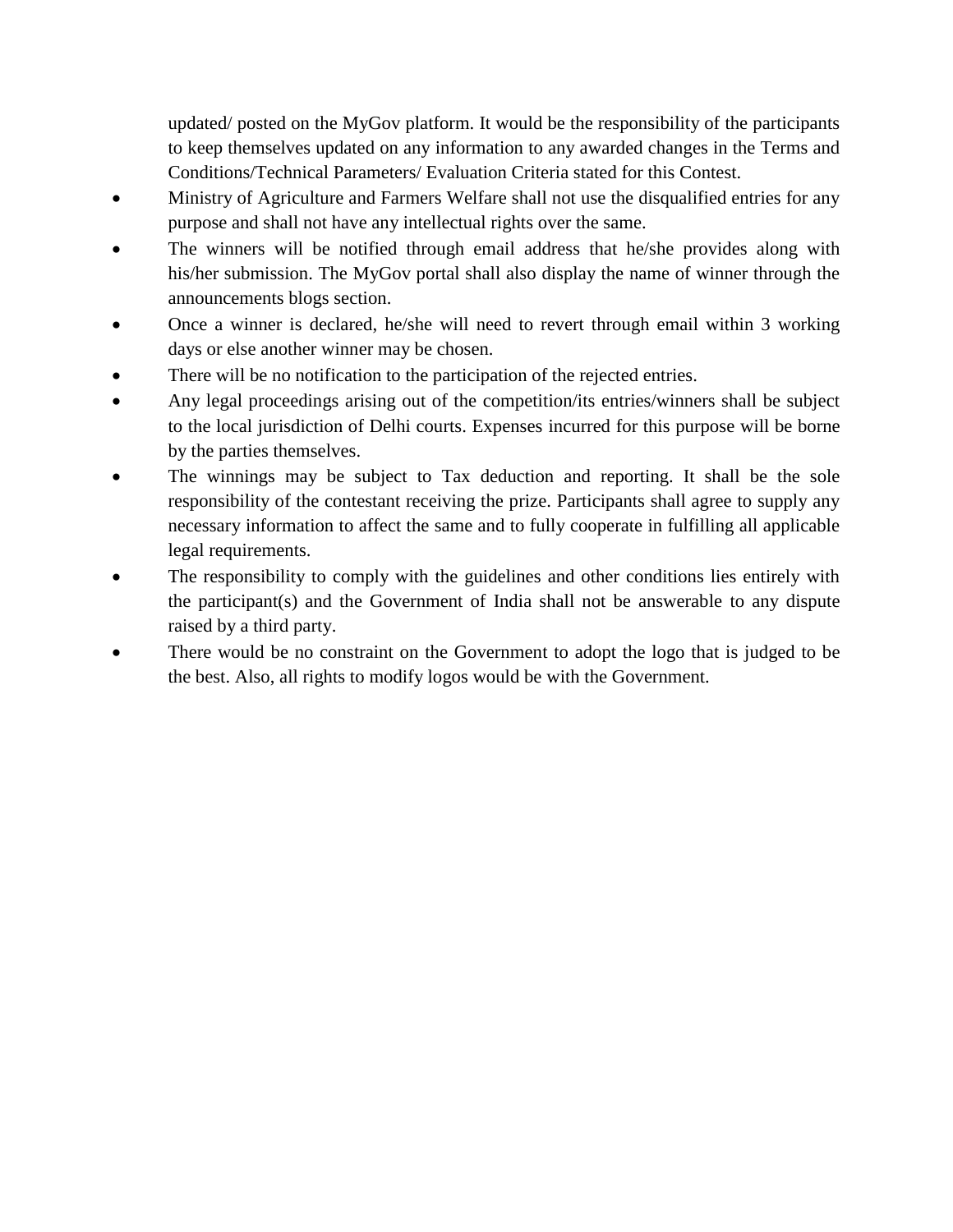updated/ posted on the MyGov platform. It would be the responsibility of the participants to keep themselves updated on any information to any awarded changes in the Terms and Conditions/Technical Parameters/ Evaluation Criteria stated for this Contest.

- Ministry of Agriculture and Farmers Welfare shall not use the disqualified entries for any purpose and shall not have any intellectual rights over the same.
- The winners will be notified through email address that he/she provides along with his/her submission. The MyGov portal shall also display the name of winner through the announcements blogs section.
- Once a winner is declared, he/she will need to revert through email within 3 working days or else another winner may be chosen.
- There will be no notification to the participation of the rejected entries.
- Any legal proceedings arising out of the competition/its entries/winners shall be subject to the local jurisdiction of Delhi courts. Expenses incurred for this purpose will be borne by the parties themselves.
- The winnings may be subject to Tax deduction and reporting. It shall be the sole responsibility of the contestant receiving the prize. Participants shall agree to supply any necessary information to affect the same and to fully cooperate in fulfilling all applicable legal requirements.
- The responsibility to comply with the guidelines and other conditions lies entirely with the participant(s) and the Government of India shall not be answerable to any dispute raised by a third party.
- There would be no constraint on the Government to adopt the logo that is judged to be the best. Also, all rights to modify logos would be with the Government.